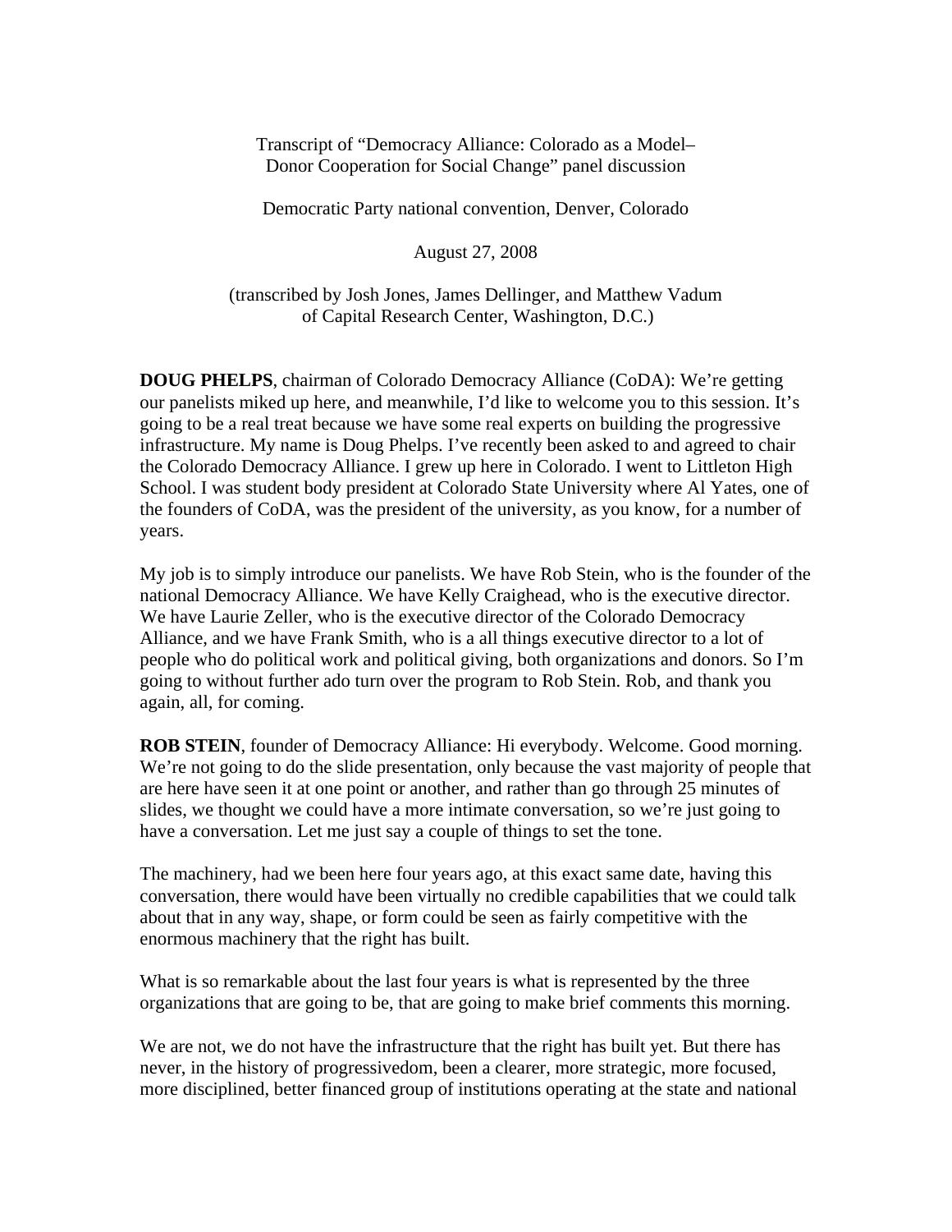Transcript of "Democracy Alliance: Colorado as a Model– Donor Cooperation for Social Change" panel discussion

Democratic Party national convention, Denver, Colorado

August 27, 2008

(transcribed by Josh Jones, James Dellinger, and Matthew Vadum of Capital Research Center, Washington, D.C.)

**DOUG PHELPS**, chairman of Colorado Democracy Alliance (CoDA): We're getting our panelists miked up here, and meanwhile, I'd like to welcome you to this session. It's going to be a real treat because we have some real experts on building the progressive infrastructure. My name is Doug Phelps. I've recently been asked to and agreed to chair the Colorado Democracy Alliance. I grew up here in Colorado. I went to Littleton High School. I was student body president at Colorado State University where Al Yates, one of the founders of CoDA, was the president of the university, as you know, for a number of years.

My job is to simply introduce our panelists. We have Rob Stein, who is the founder of the national Democracy Alliance. We have Kelly Craighead, who is the executive director. We have Laurie Zeller, who is the executive director of the Colorado Democracy Alliance, and we have Frank Smith, who is a all things executive director to a lot of people who do political work and political giving, both organizations and donors. So I'm going to without further ado turn over the program to Rob Stein. Rob, and thank you again, all, for coming.

**ROB STEIN**, founder of Democracy Alliance: Hi everybody. Welcome. Good morning. We're not going to do the slide presentation, only because the vast majority of people that are here have seen it at one point or another, and rather than go through 25 minutes of slides, we thought we could have a more intimate conversation, so we're just going to have a conversation. Let me just say a couple of things to set the tone.

The machinery, had we been here four years ago, at this exact same date, having this conversation, there would have been virtually no credible capabilities that we could talk about that in any way, shape, or form could be seen as fairly competitive with the enormous machinery that the right has built.

What is so remarkable about the last four years is what is represented by the three organizations that are going to be, that are going to make brief comments this morning.

We are not, we do not have the infrastructure that the right has built yet. But there has never, in the history of progressivedom, been a clearer, more strategic, more focused, more disciplined, better financed group of institutions operating at the state and national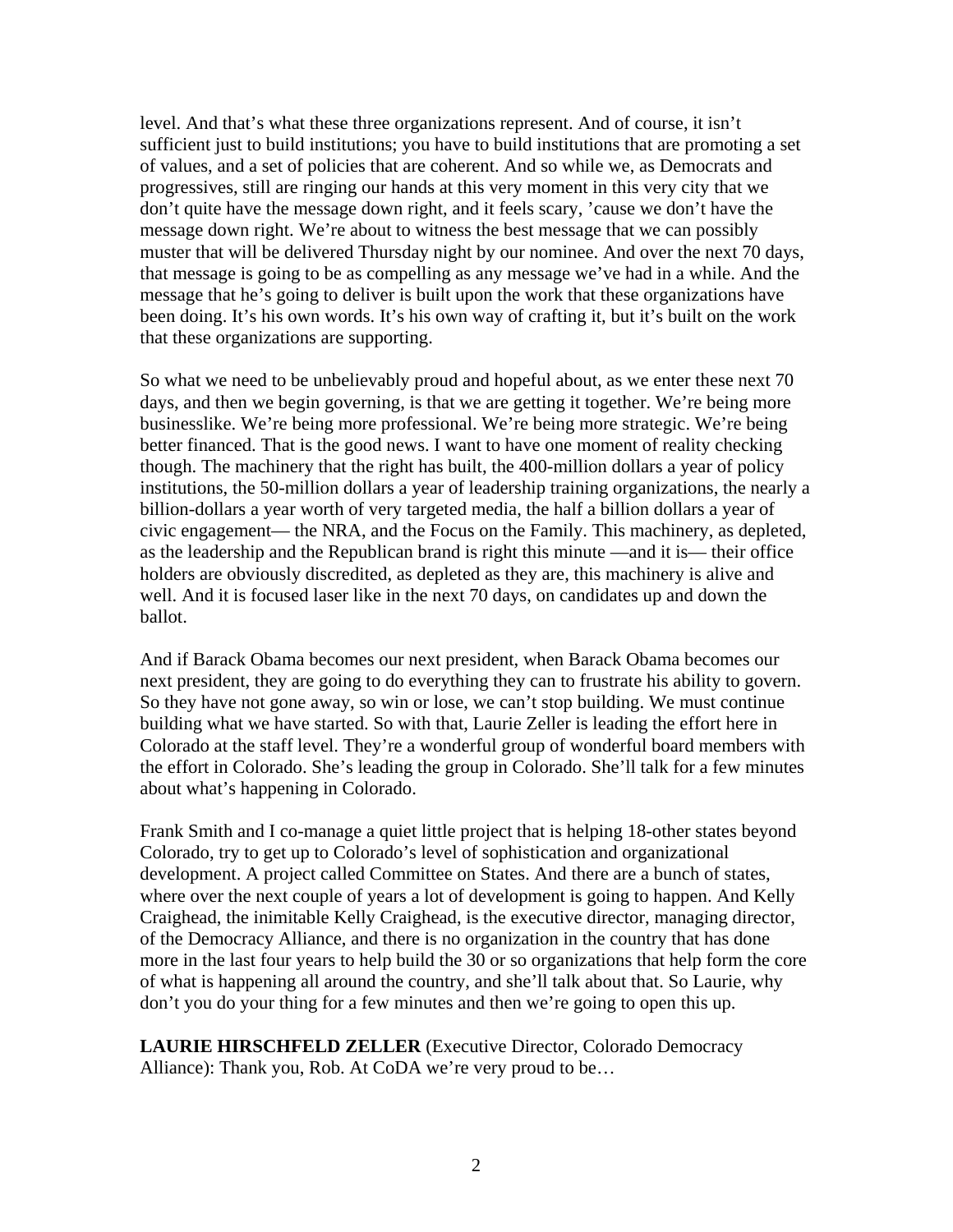level. And that's what these three organizations represent. And of course, it isn't sufficient just to build institutions; you have to build institutions that are promoting a set of values, and a set of policies that are coherent. And so while we, as Democrats and progressives, still are ringing our hands at this very moment in this very city that we don't quite have the message down right, and it feels scary, 'cause we don't have the message down right. We're about to witness the best message that we can possibly muster that will be delivered Thursday night by our nominee. And over the next 70 days, that message is going to be as compelling as any message we've had in a while. And the message that he's going to deliver is built upon the work that these organizations have been doing. It's his own words. It's his own way of crafting it, but it's built on the work that these organizations are supporting.

So what we need to be unbelievably proud and hopeful about, as we enter these next 70 days, and then we begin governing, is that we are getting it together. We're being more businesslike. We're being more professional. We're being more strategic. We're being better financed. That is the good news. I want to have one moment of reality checking though. The machinery that the right has built, the 400-million dollars a year of policy institutions, the 50-million dollars a year of leadership training organizations, the nearly a billion-dollars a year worth of very targeted media, the half a billion dollars a year of civic engagement— the NRA, and the Focus on the Family. This machinery, as depleted, as the leadership and the Republican brand is right this minute —and it is— their office holders are obviously discredited, as depleted as they are, this machinery is alive and well. And it is focused laser like in the next 70 days, on candidates up and down the ballot.

And if Barack Obama becomes our next president, when Barack Obama becomes our next president, they are going to do everything they can to frustrate his ability to govern. So they have not gone away, so win or lose, we can't stop building. We must continue building what we have started. So with that, Laurie Zeller is leading the effort here in Colorado at the staff level. They're a wonderful group of wonderful board members with the effort in Colorado. She's leading the group in Colorado. She'll talk for a few minutes about what's happening in Colorado.

Frank Smith and I co-manage a quiet little project that is helping 18-other states beyond Colorado, try to get up to Colorado's level of sophistication and organizational development. A project called Committee on States. And there are a bunch of states, where over the next couple of years a lot of development is going to happen. And Kelly Craighead, the inimitable Kelly Craighead, is the executive director, managing director, of the Democracy Alliance, and there is no organization in the country that has done more in the last four years to help build the 30 or so organizations that help form the core of what is happening all around the country, and she'll talk about that. So Laurie, why don't you do your thing for a few minutes and then we're going to open this up.

**LAURIE HIRSCHFELD ZELLER** (Executive Director, Colorado Democracy Alliance): Thank you, Rob. At CoDA we're very proud to be…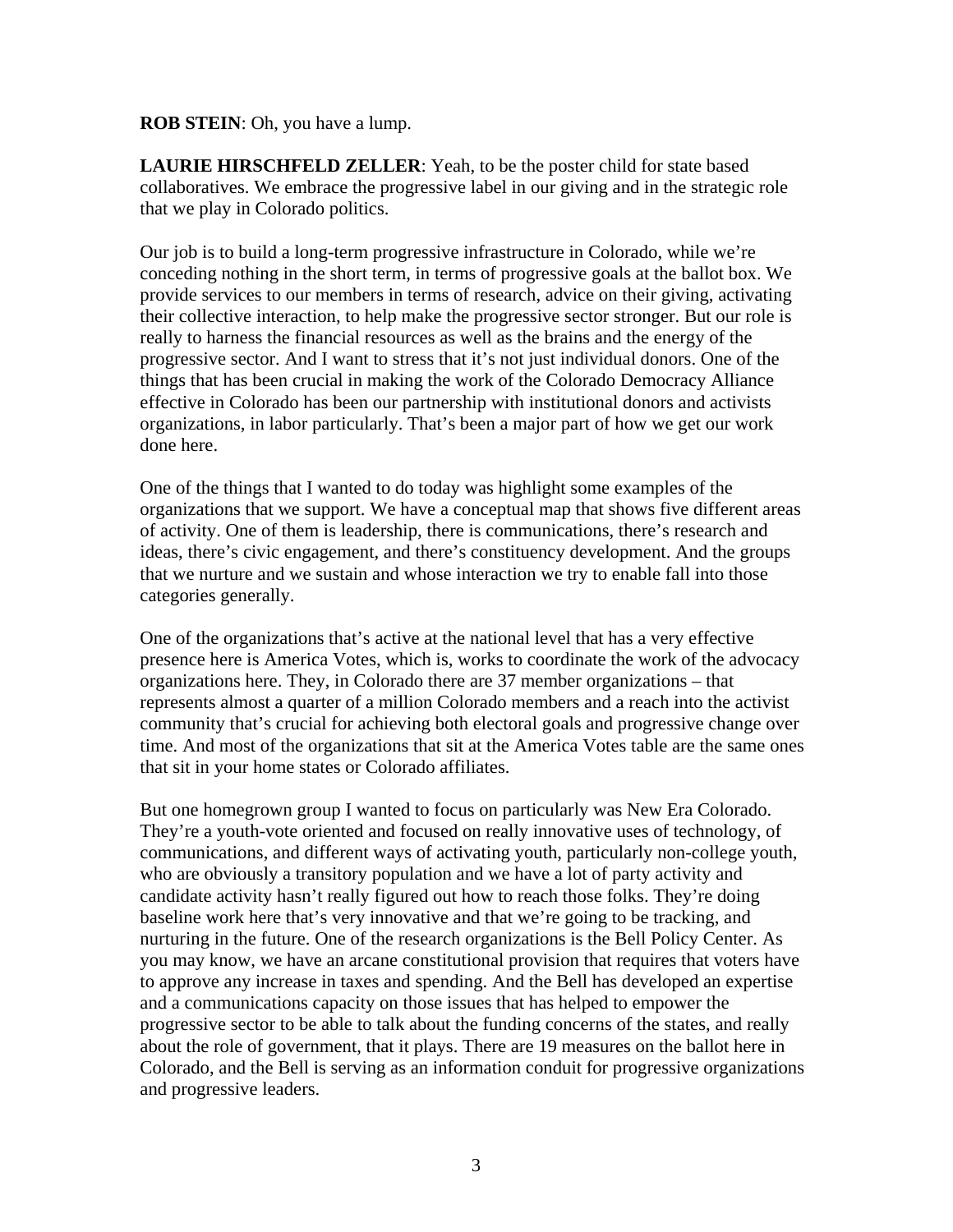**ROB STEIN**: Oh, you have a lump.

**LAURIE HIRSCHFELD ZELLER**: Yeah, to be the poster child for state based collaboratives. We embrace the progressive label in our giving and in the strategic role that we play in Colorado politics.

Our job is to build a long-term progressive infrastructure in Colorado, while we're conceding nothing in the short term, in terms of progressive goals at the ballot box. We provide services to our members in terms of research, advice on their giving, activating their collective interaction, to help make the progressive sector stronger. But our role is really to harness the financial resources as well as the brains and the energy of the progressive sector. And I want to stress that it's not just individual donors. One of the things that has been crucial in making the work of the Colorado Democracy Alliance effective in Colorado has been our partnership with institutional donors and activists organizations, in labor particularly. That's been a major part of how we get our work done here.

One of the things that I wanted to do today was highlight some examples of the organizations that we support. We have a conceptual map that shows five different areas of activity. One of them is leadership, there is communications, there's research and ideas, there's civic engagement, and there's constituency development. And the groups that we nurture and we sustain and whose interaction we try to enable fall into those categories generally.

One of the organizations that's active at the national level that has a very effective presence here is America Votes, which is, works to coordinate the work of the advocacy organizations here. They, in Colorado there are 37 member organizations – that represents almost a quarter of a million Colorado members and a reach into the activist community that's crucial for achieving both electoral goals and progressive change over time. And most of the organizations that sit at the America Votes table are the same ones that sit in your home states or Colorado affiliates.

But one homegrown group I wanted to focus on particularly was New Era Colorado. They're a youth-vote oriented and focused on really innovative uses of technology, of communications, and different ways of activating youth, particularly non-college youth, who are obviously a transitory population and we have a lot of party activity and candidate activity hasn't really figured out how to reach those folks. They're doing baseline work here that's very innovative and that we're going to be tracking, and nurturing in the future. One of the research organizations is the Bell Policy Center. As you may know, we have an arcane constitutional provision that requires that voters have to approve any increase in taxes and spending. And the Bell has developed an expertise and a communications capacity on those issues that has helped to empower the progressive sector to be able to talk about the funding concerns of the states, and really about the role of government, that it plays. There are 19 measures on the ballot here in Colorado, and the Bell is serving as an information conduit for progressive organizations and progressive leaders.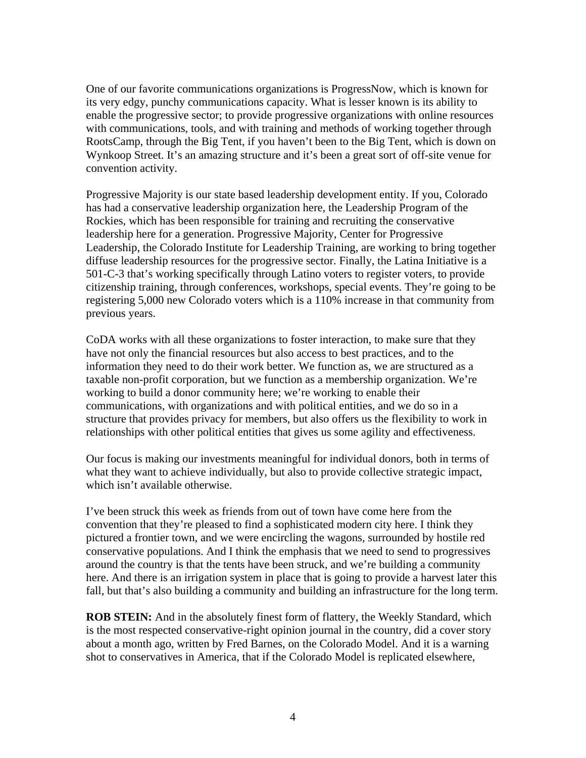One of our favorite communications organizations is ProgressNow, which is known for its very edgy, punchy communications capacity. What is lesser known is its ability to enable the progressive sector; to provide progressive organizations with online resources with communications, tools, and with training and methods of working together through RootsCamp, through the Big Tent, if you haven't been to the Big Tent, which is down on Wynkoop Street. It's an amazing structure and it's been a great sort of off-site venue for convention activity.

Progressive Majority is our state based leadership development entity. If you, Colorado has had a conservative leadership organization here, the Leadership Program of the Rockies, which has been responsible for training and recruiting the conservative leadership here for a generation. Progressive Majority, Center for Progressive Leadership, the Colorado Institute for Leadership Training, are working to bring together diffuse leadership resources for the progressive sector. Finally, the Latina Initiative is a 501-C-3 that's working specifically through Latino voters to register voters, to provide citizenship training, through conferences, workshops, special events. They're going to be registering 5,000 new Colorado voters which is a 110% increase in that community from previous years.

CoDA works with all these organizations to foster interaction, to make sure that they have not only the financial resources but also access to best practices, and to the information they need to do their work better. We function as, we are structured as a taxable non-profit corporation, but we function as a membership organization. We're working to build a donor community here; we're working to enable their communications, with organizations and with political entities, and we do so in a structure that provides privacy for members, but also offers us the flexibility to work in relationships with other political entities that gives us some agility and effectiveness.

Our focus is making our investments meaningful for individual donors, both in terms of what they want to achieve individually, but also to provide collective strategic impact, which isn't available otherwise.

I've been struck this week as friends from out of town have come here from the convention that they're pleased to find a sophisticated modern city here. I think they pictured a frontier town, and we were encircling the wagons, surrounded by hostile red conservative populations. And I think the emphasis that we need to send to progressives around the country is that the tents have been struck, and we're building a community here. And there is an irrigation system in place that is going to provide a harvest later this fall, but that's also building a community and building an infrastructure for the long term.

**ROB STEIN:** And in the absolutely finest form of flattery, the Weekly Standard, which is the most respected conservative-right opinion journal in the country, did a cover story about a month ago, written by Fred Barnes, on the Colorado Model. And it is a warning shot to conservatives in America, that if the Colorado Model is replicated elsewhere,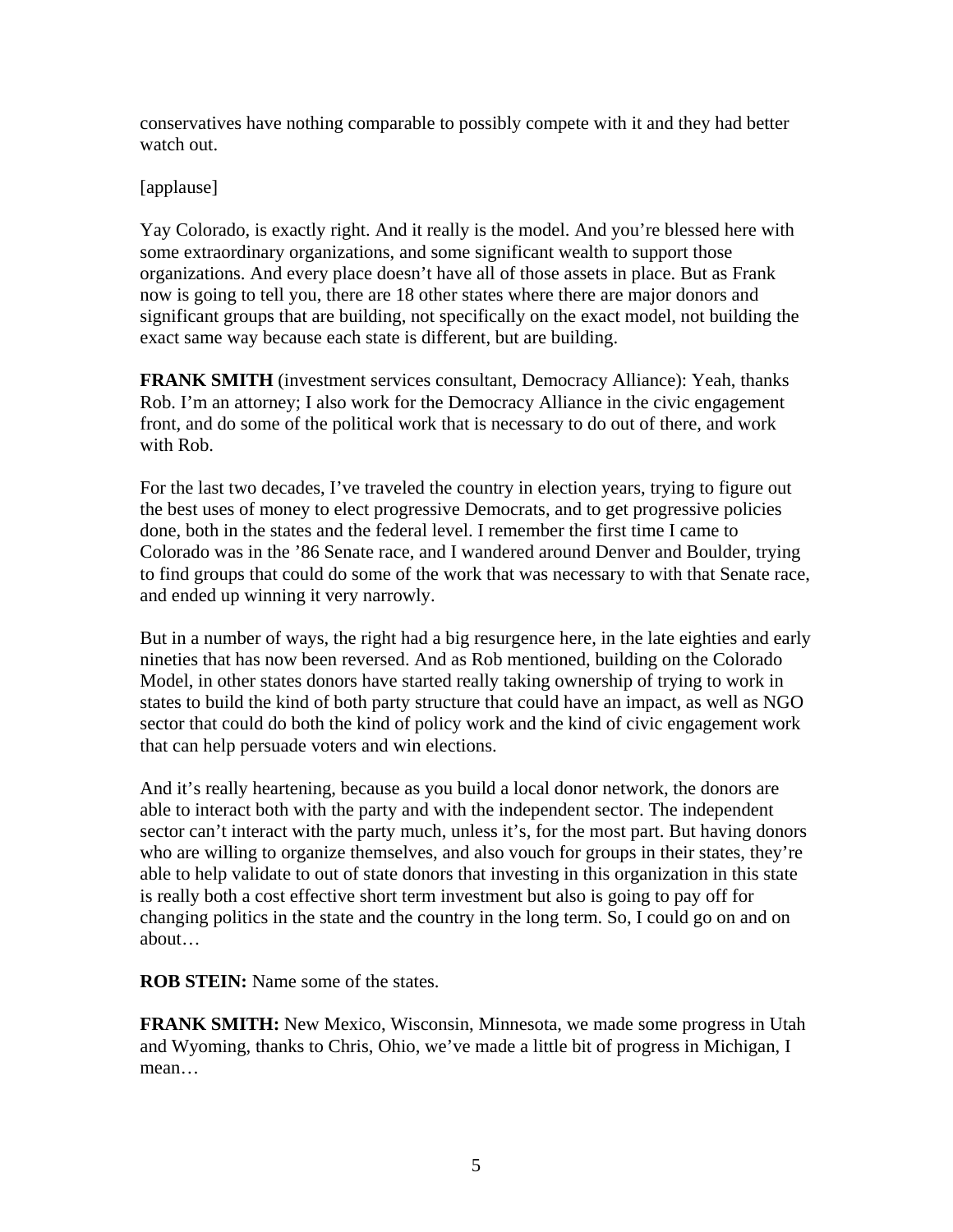conservatives have nothing comparable to possibly compete with it and they had better watch out.

[applause]

Yay Colorado, is exactly right. And it really is the model. And you're blessed here with some extraordinary organizations, and some significant wealth to support those organizations. And every place doesn't have all of those assets in place. But as Frank now is going to tell you, there are 18 other states where there are major donors and significant groups that are building, not specifically on the exact model, not building the exact same way because each state is different, but are building.

**FRANK SMITH** (investment services consultant, Democracy Alliance): Yeah, thanks Rob. I'm an attorney; I also work for the Democracy Alliance in the civic engagement front, and do some of the political work that is necessary to do out of there, and work with Rob.

For the last two decades, I've traveled the country in election years, trying to figure out the best uses of money to elect progressive Democrats, and to get progressive policies done, both in the states and the federal level. I remember the first time I came to Colorado was in the '86 Senate race, and I wandered around Denver and Boulder, trying to find groups that could do some of the work that was necessary to with that Senate race, and ended up winning it very narrowly.

But in a number of ways, the right had a big resurgence here, in the late eighties and early nineties that has now been reversed. And as Rob mentioned, building on the Colorado Model, in other states donors have started really taking ownership of trying to work in states to build the kind of both party structure that could have an impact, as well as NGO sector that could do both the kind of policy work and the kind of civic engagement work that can help persuade voters and win elections.

And it's really heartening, because as you build a local donor network, the donors are able to interact both with the party and with the independent sector. The independent sector can't interact with the party much, unless it's, for the most part. But having donors who are willing to organize themselves, and also vouch for groups in their states, they're able to help validate to out of state donors that investing in this organization in this state is really both a cost effective short term investment but also is going to pay off for changing politics in the state and the country in the long term. So, I could go on and on about…

**ROB STEIN:** Name some of the states.

**FRANK SMITH:** New Mexico, Wisconsin, Minnesota, we made some progress in Utah and Wyoming, thanks to Chris, Ohio, we've made a little bit of progress in Michigan, I mean…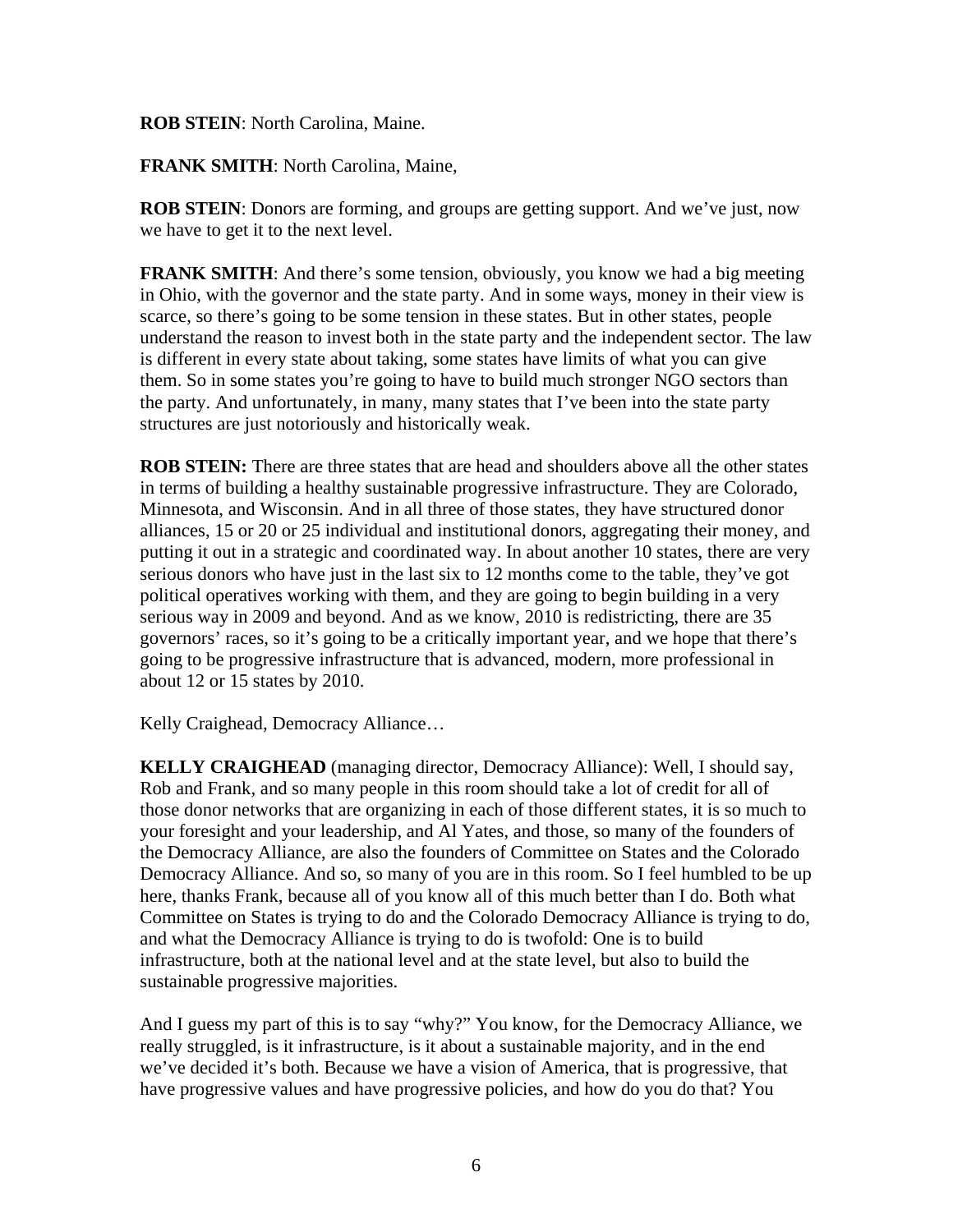**ROB STEIN**: North Carolina, Maine.

**FRANK SMITH**: North Carolina, Maine,

**ROB STEIN**: Donors are forming, and groups are getting support. And we've just, now we have to get it to the next level.

**FRANK SMITH**: And there's some tension, obviously, you know we had a big meeting in Ohio, with the governor and the state party. And in some ways, money in their view is scarce, so there's going to be some tension in these states. But in other states, people understand the reason to invest both in the state party and the independent sector. The law is different in every state about taking, some states have limits of what you can give them. So in some states you're going to have to build much stronger NGO sectors than the party. And unfortunately, in many, many states that I've been into the state party structures are just notoriously and historically weak.

**ROB STEIN:** There are three states that are head and shoulders above all the other states in terms of building a healthy sustainable progressive infrastructure. They are Colorado, Minnesota, and Wisconsin. And in all three of those states, they have structured donor alliances, 15 or 20 or 25 individual and institutional donors, aggregating their money, and putting it out in a strategic and coordinated way. In about another 10 states, there are very serious donors who have just in the last six to 12 months come to the table, they've got political operatives working with them, and they are going to begin building in a very serious way in 2009 and beyond. And as we know, 2010 is redistricting, there are 35 governors' races, so it's going to be a critically important year, and we hope that there's going to be progressive infrastructure that is advanced, modern, more professional in about 12 or 15 states by 2010.

Kelly Craighead, Democracy Alliance…

**KELLY CRAIGHEAD** (managing director, Democracy Alliance): Well, I should say, Rob and Frank, and so many people in this room should take a lot of credit for all of those donor networks that are organizing in each of those different states, it is so much to your foresight and your leadership, and Al Yates, and those, so many of the founders of the Democracy Alliance, are also the founders of Committee on States and the Colorado Democracy Alliance. And so, so many of you are in this room. So I feel humbled to be up here, thanks Frank, because all of you know all of this much better than I do. Both what Committee on States is trying to do and the Colorado Democracy Alliance is trying to do, and what the Democracy Alliance is trying to do is twofold: One is to build infrastructure, both at the national level and at the state level, but also to build the sustainable progressive majorities.

And I guess my part of this is to say "why?" You know, for the Democracy Alliance, we really struggled, is it infrastructure, is it about a sustainable majority, and in the end we've decided it's both. Because we have a vision of America, that is progressive, that have progressive values and have progressive policies, and how do you do that? You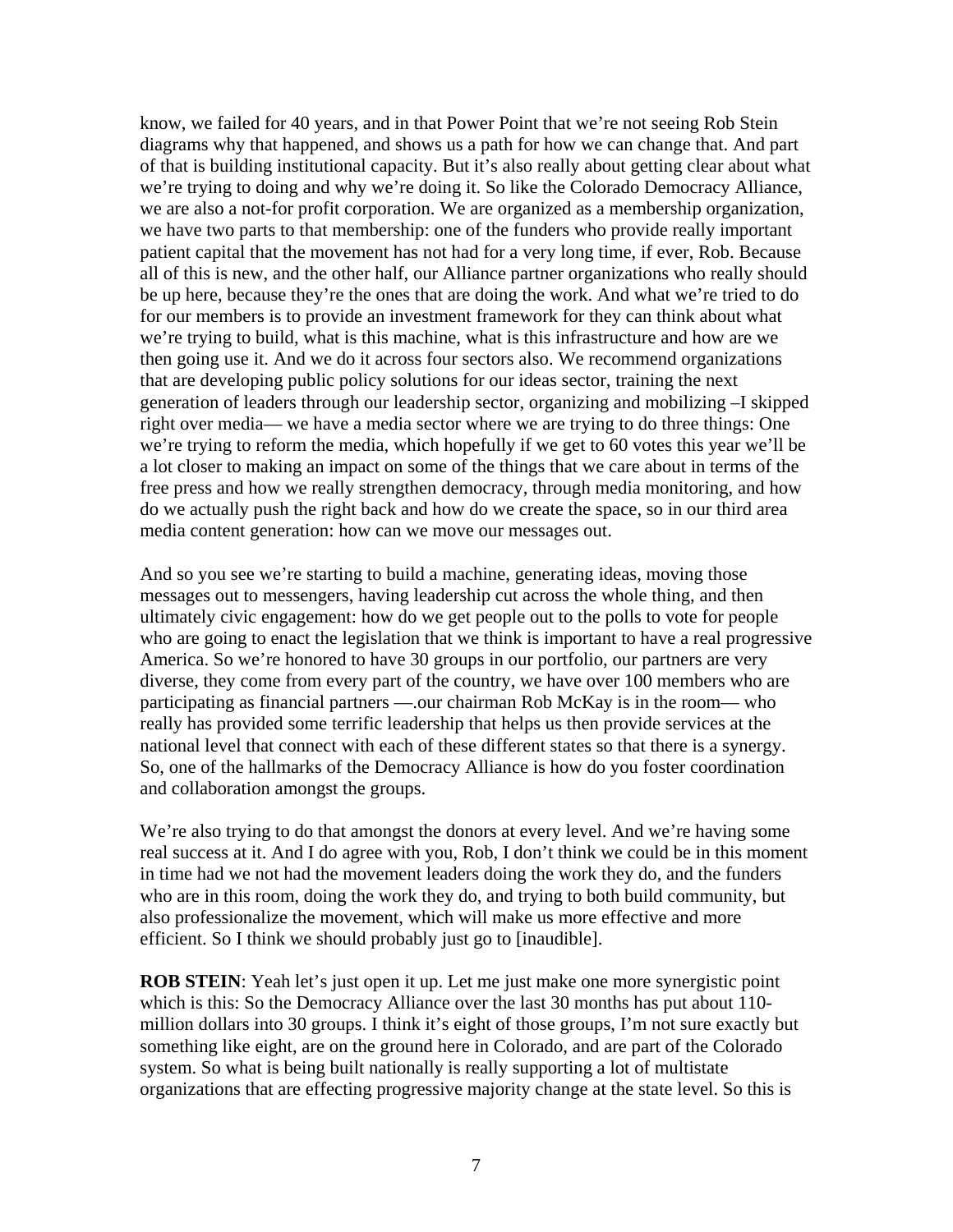know, we failed for 40 years, and in that Power Point that we're not seeing Rob Stein diagrams why that happened, and shows us a path for how we can change that. And part of that is building institutional capacity. But it's also really about getting clear about what we're trying to doing and why we're doing it. So like the Colorado Democracy Alliance, we are also a not-for profit corporation. We are organized as a membership organization, we have two parts to that membership: one of the funders who provide really important patient capital that the movement has not had for a very long time, if ever, Rob. Because all of this is new, and the other half, our Alliance partner organizations who really should be up here, because they're the ones that are doing the work. And what we're tried to do for our members is to provide an investment framework for they can think about what we're trying to build, what is this machine, what is this infrastructure and how are we then going use it. And we do it across four sectors also. We recommend organizations that are developing public policy solutions for our ideas sector, training the next generation of leaders through our leadership sector, organizing and mobilizing –I skipped right over media— we have a media sector where we are trying to do three things: One we're trying to reform the media, which hopefully if we get to 60 votes this year we'll be a lot closer to making an impact on some of the things that we care about in terms of the free press and how we really strengthen democracy, through media monitoring, and how do we actually push the right back and how do we create the space, so in our third area media content generation: how can we move our messages out.

And so you see we're starting to build a machine, generating ideas, moving those messages out to messengers, having leadership cut across the whole thing, and then ultimately civic engagement: how do we get people out to the polls to vote for people who are going to enact the legislation that we think is important to have a real progressive America. So we're honored to have 30 groups in our portfolio, our partners are very diverse, they come from every part of the country, we have over 100 members who are participating as financial partners —.our chairman Rob McKay is in the room— who really has provided some terrific leadership that helps us then provide services at the national level that connect with each of these different states so that there is a synergy. So, one of the hallmarks of the Democracy Alliance is how do you foster coordination and collaboration amongst the groups.

We're also trying to do that amongst the donors at every level. And we're having some real success at it. And I do agree with you, Rob, I don't think we could be in this moment in time had we not had the movement leaders doing the work they do, and the funders who are in this room, doing the work they do, and trying to both build community, but also professionalize the movement, which will make us more effective and more efficient. So I think we should probably just go to [inaudible].

**ROB STEIN**: Yeah let's just open it up. Let me just make one more synergistic point which is this: So the Democracy Alliance over the last 30 months has put about 110-million dollars into 30 groups. I think it's eight of those groups, I'm not sure exactly but something like eight, are on the ground here in Colorado, and are part of the Colorado system. So what is being built nationally is really supporting a lot of multistate organizations that are effecting progressive majority change at the state level. So this is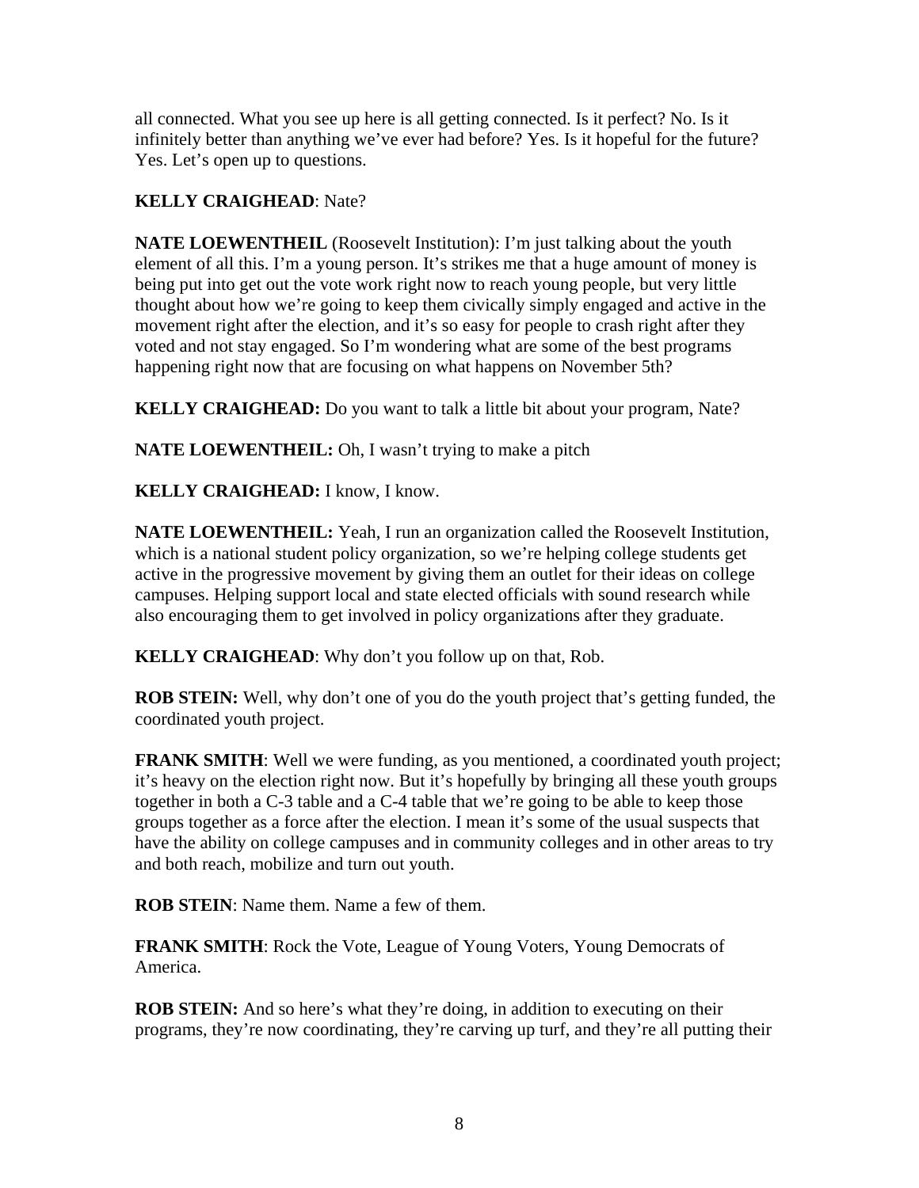all connected. What you see up here is all getting connected. Is it perfect? No. Is it infinitely better than anything we've ever had before? Yes. Is it hopeful for the future? Yes. Let's open up to questions.

**KELLY CRAIGHEAD**: Nate?

**NATE LOEWENTHEIL** (Roosevelt Institution): I'm just talking about the youth element of all this. I'm a young person. It's strikes me that a huge amount of money is being put into get out the vote work right now to reach young people, but very little thought about how we're going to keep them civically simply engaged and active in the movement right after the election, and it's so easy for people to crash right after they voted and not stay engaged. So I'm wondering what are some of the best programs happening right now that are focusing on what happens on November 5th?

**KELLY CRAIGHEAD:** Do you want to talk a little bit about your program, Nate?

**NATE LOEWENTHEIL:** Oh, I wasn't trying to make a pitch

**KELLY CRAIGHEAD:** I know, I know.

**NATE LOEWENTHEIL:** Yeah, I run an organization called the Roosevelt Institution, which is a national student policy organization, so we're helping college students get active in the progressive movement by giving them an outlet for their ideas on college campuses. Helping support local and state elected officials with sound research while also encouraging them to get involved in policy organizations after they graduate.

**KELLY CRAIGHEAD**: Why don't you follow up on that, Rob.

**ROB STEIN:** Well, why don't one of you do the youth project that's getting funded, the coordinated youth project.

**FRANK SMITH**: Well we were funding, as you mentioned, a coordinated youth project; it's heavy on the election right now. But it's hopefully by bringing all these youth groups together in both a C-3 table and a C-4 table that we're going to be able to keep those groups together as a force after the election. I mean it's some of the usual suspects that have the ability on college campuses and in community colleges and in other areas to try and both reach, mobilize and turn out youth.

**ROB STEIN**: Name them. Name a few of them.

**FRANK SMITH**: Rock the Vote, League of Young Voters, Young Democrats of America.

**ROB STEIN:** And so here's what they're doing, in addition to executing on their programs, they're now coordinating, they're carving up turf, and they're all putting their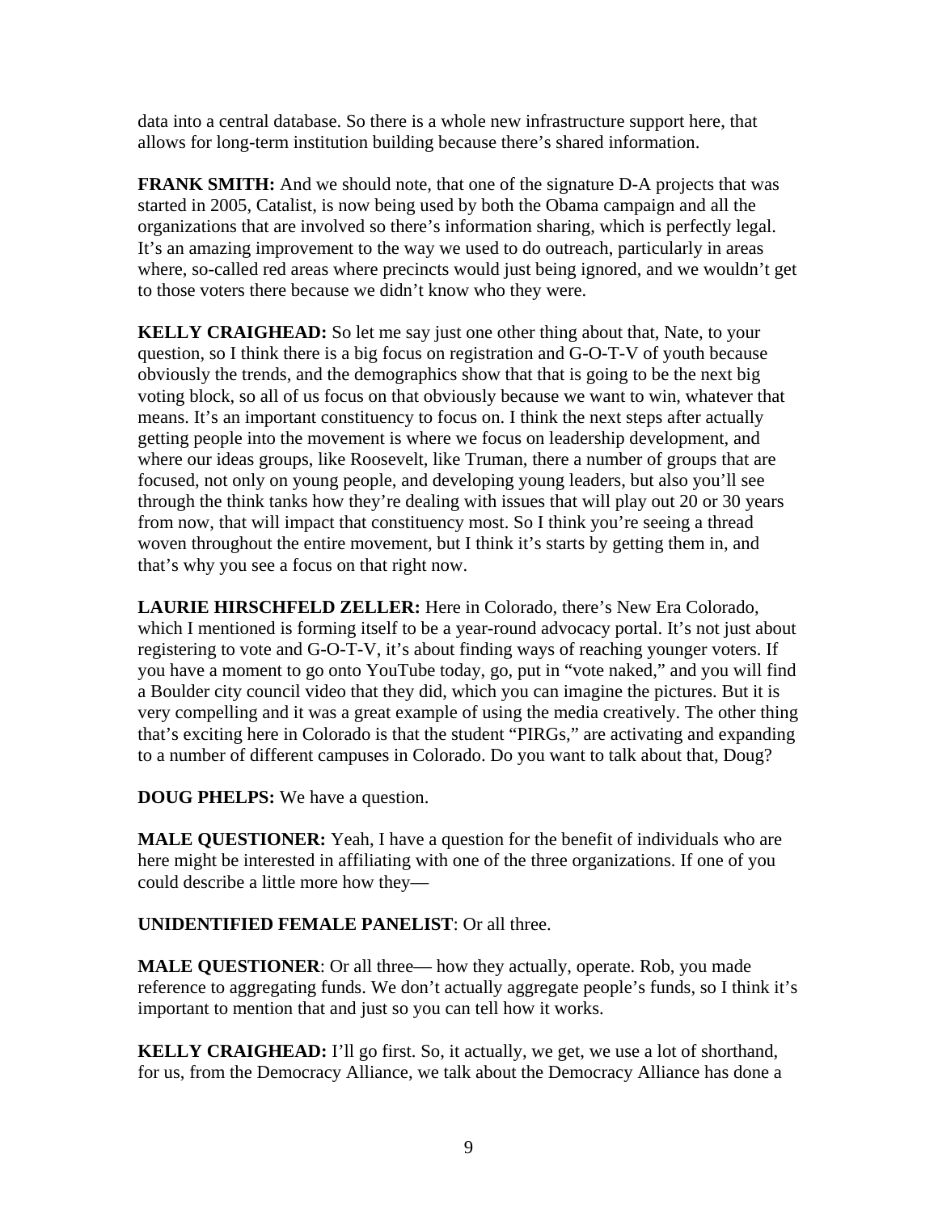data into a central database. So there is a whole new infrastructure support here, that allows for long-term institution building because there's shared information.

**FRANK SMITH:** And we should note, that one of the signature D-A projects that was started in 2005, Catalist, is now being used by both the Obama campaign and all the organizations that are involved so there's information sharing, which is perfectly legal. It's an amazing improvement to the way we used to do outreach, particularly in areas where, so-called red areas where precincts would just being ignored, and we wouldn't get to those voters there because we didn't know who they were.

**KELLY CRAIGHEAD:** So let me say just one other thing about that, Nate, to your question, so I think there is a big focus on registration and G-O-T-V of youth because obviously the trends, and the demographics show that that is going to be the next big voting block, so all of us focus on that obviously because we want to win, whatever that means. It's an important constituency to focus on. I think the next steps after actually getting people into the movement is where we focus on leadership development, and where our ideas groups, like Roosevelt, like Truman, there a number of groups that are focused, not only on young people, and developing young leaders, but also you'll see through the think tanks how they're dealing with issues that will play out 20 or 30 years from now, that will impact that constituency most. So I think you're seeing a thread woven throughout the entire movement, but I think it's starts by getting them in, and that's why you see a focus on that right now.

**LAURIE HIRSCHFELD ZELLER:** Here in Colorado, there's New Era Colorado, which I mentioned is forming itself to be a year-round advocacy portal. It's not just about registering to vote and G-O-T-V, it's about finding ways of reaching younger voters. If you have a moment to go onto YouTube today, go, put in "vote naked," and you will find a Boulder city council video that they did, which you can imagine the pictures. But it is very compelling and it was a great example of using the media creatively. The other thing that's exciting here in Colorado is that the student "PIRGs," are activating and expanding to a number of different campuses in Colorado. Do you want to talk about that, Doug?

**DOUG PHELPS:** We have a question.

**MALE QUESTIONER:** Yeah, I have a question for the benefit of individuals who are here might be interested in affiliating with one of the three organizations. If one of you could describe a little more how they—

**UNIDENTIFIED FEMALE PANELIST**: Or all three.

**MALE QUESTIONER**: Or all three— how they actually, operate. Rob, you made reference to aggregating funds. We don't actually aggregate people's funds, so I think it's important to mention that and just so you can tell how it works.

**KELLY CRAIGHEAD:** I'll go first. So, it actually, we get, we use a lot of shorthand, for us, from the Democracy Alliance, we talk about the Democracy Alliance has done a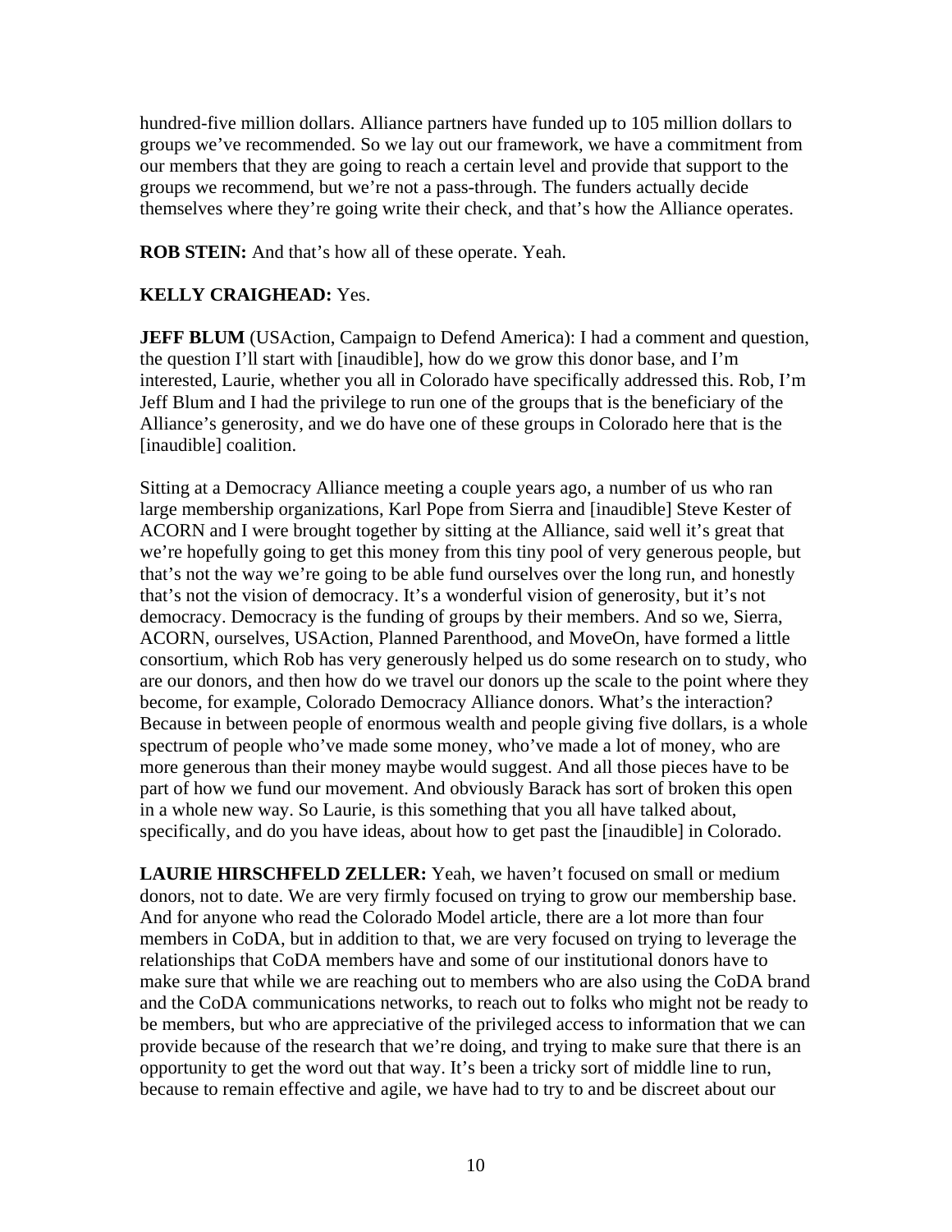hundred-five million dollars. Alliance partners have funded up to 105 million dollars to groups we've recommended. So we lay out our framework, we have a commitment from our members that they are going to reach a certain level and provide that support to the groups we recommend, but we're not a pass-through. The funders actually decide themselves where they're going write their check, and that's how the Alliance operates.

**ROB STEIN:** And that's how all of these operate. Yeah.

**KELLY CRAIGHEAD:** Yes.

**JEFF BLUM** (USAction, Campaign to Defend America): I had a comment and question, the question I'll start with [inaudible], how do we grow this donor base, and I'm interested, Laurie, whether you all in Colorado have specifically addressed this. Rob, I'm Jeff Blum and I had the privilege to run one of the groups that is the beneficiary of the Alliance's generosity, and we do have one of these groups in Colorado here that is the [inaudible] coalition.

Sitting at a Democracy Alliance meeting a couple years ago, a number of us who ran large membership organizations, Karl Pope from Sierra and [inaudible] Steve Kester of ACORN and I were brought together by sitting at the Alliance, said well it's great that we're hopefully going to get this money from this tiny pool of very generous people, but that's not the way we're going to be able fund ourselves over the long run, and honestly that's not the vision of democracy. It's a wonderful vision of generosity, but it's not democracy. Democracy is the funding of groups by their members. And so we, Sierra, ACORN, ourselves, USAction, Planned Parenthood, and MoveOn, have formed a little consortium, which Rob has very generously helped us do some research on to study, who are our donors, and then how do we travel our donors up the scale to the point where they become, for example, Colorado Democracy Alliance donors. What's the interaction? Because in between people of enormous wealth and people giving five dollars, is a whole spectrum of people who've made some money, who've made a lot of money, who are more generous than their money maybe would suggest. And all those pieces have to be part of how we fund our movement. And obviously Barack has sort of broken this open in a whole new way. So Laurie, is this something that you all have talked about, specifically, and do you have ideas, about how to get past the [inaudible] in Colorado.

**LAURIE HIRSCHFELD ZELLER:** Yeah, we haven't focused on small or medium donors, not to date. We are very firmly focused on trying to grow our membership base. And for anyone who read the Colorado Model article, there are a lot more than four members in CoDA, but in addition to that, we are very focused on trying to leverage the relationships that CoDA members have and some of our institutional donors have to make sure that while we are reaching out to members who are also using the CoDA brand and the CoDA communications networks, to reach out to folks who might not be ready to be members, but who are appreciative of the privileged access to information that we can provide because of the research that we're doing, and trying to make sure that there is an opportunity to get the word out that way. It's been a tricky sort of middle line to run, because to remain effective and agile, we have had to try to and be discreet about our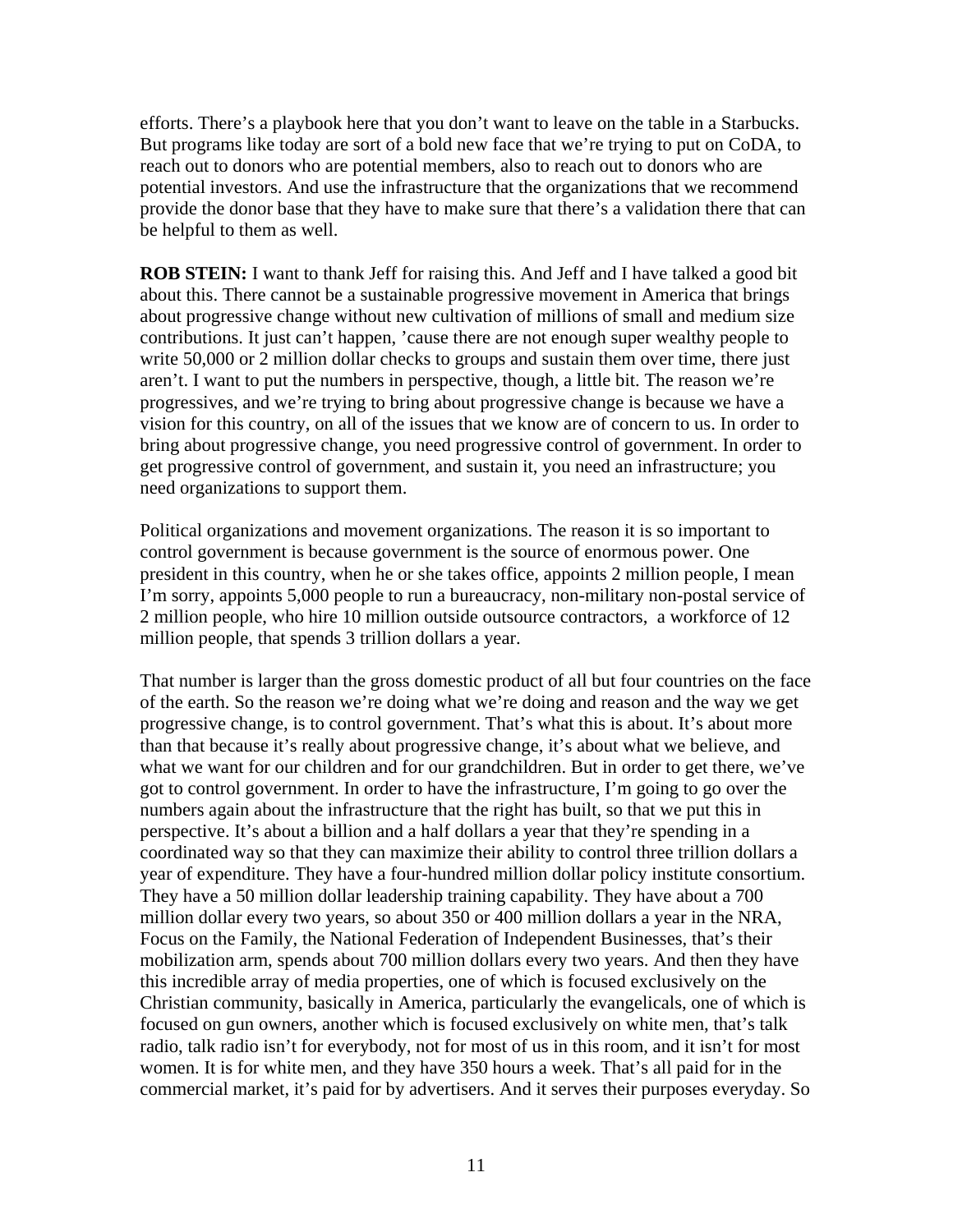efforts. There's a playbook here that you don't want to leave on the table in a Starbucks. But programs like today are sort of a bold new face that we're trying to put on CoDA, to reach out to donors who are potential members, also to reach out to donors who are potential investors. And use the infrastructure that the organizations that we recommend provide the donor base that they have to make sure that there's a validation there that can be helpful to them as well.

**ROB STEIN:** I want to thank Jeff for raising this. And Jeff and I have talked a good bit about this. There cannot be a sustainable progressive movement in America that brings about progressive change without new cultivation of millions of small and medium size contributions. It just can't happen, 'cause there are not enough super wealthy people to write 50,000 or 2 million dollar checks to groups and sustain them over time, there just aren't. I want to put the numbers in perspective, though, a little bit. The reason we're progressives, and we're trying to bring about progressive change is because we have a vision for this country, on all of the issues that we know are of concern to us. In order to bring about progressive change, you need progressive control of government. In order to get progressive control of government, and sustain it, you need an infrastructure; you need organizations to support them.

Political organizations and movement organizations. The reason it is so important to control government is because government is the source of enormous power. One president in this country, when he or she takes office, appoints 2 million people, I mean I'm sorry, appoints 5,000 people to run a bureaucracy, non-military non-postal service of 2 million people, who hire 10 million outside outsource contractors, a workforce of 12 million people, that spends 3 trillion dollars a year.

That number is larger than the gross domestic product of all but four countries on the face of the earth. So the reason we're doing what we're doing and reason and the way we get progressive change, is to control government. That's what this is about. It's about more than that because it's really about progressive change, it's about what we believe, and what we want for our children and for our grandchildren. But in order to get there, we've got to control government. In order to have the infrastructure, I'm going to go over the numbers again about the infrastructure that the right has built, so that we put this in perspective. It's about a billion and a half dollars a year that they're spending in a coordinated way so that they can maximize their ability to control three trillion dollars a year of expenditure. They have a four-hundred million dollar policy institute consortium. They have a 50 million dollar leadership training capability. They have about a 700 million dollar every two years, so about 350 or 400 million dollars a year in the NRA, Focus on the Family, the National Federation of Independent Businesses, that's their mobilization arm, spends about 700 million dollars every two years. And then they have this incredible array of media properties, one of which is focused exclusively on the Christian community, basically in America, particularly the evangelicals, one of which is focused on gun owners, another which is focused exclusively on white men, that's talk radio, talk radio isn't for everybody, not for most of us in this room, and it isn't for most women. It is for white men, and they have 350 hours a week. That's all paid for in the commercial market, it's paid for by advertisers. And it serves their purposes everyday. So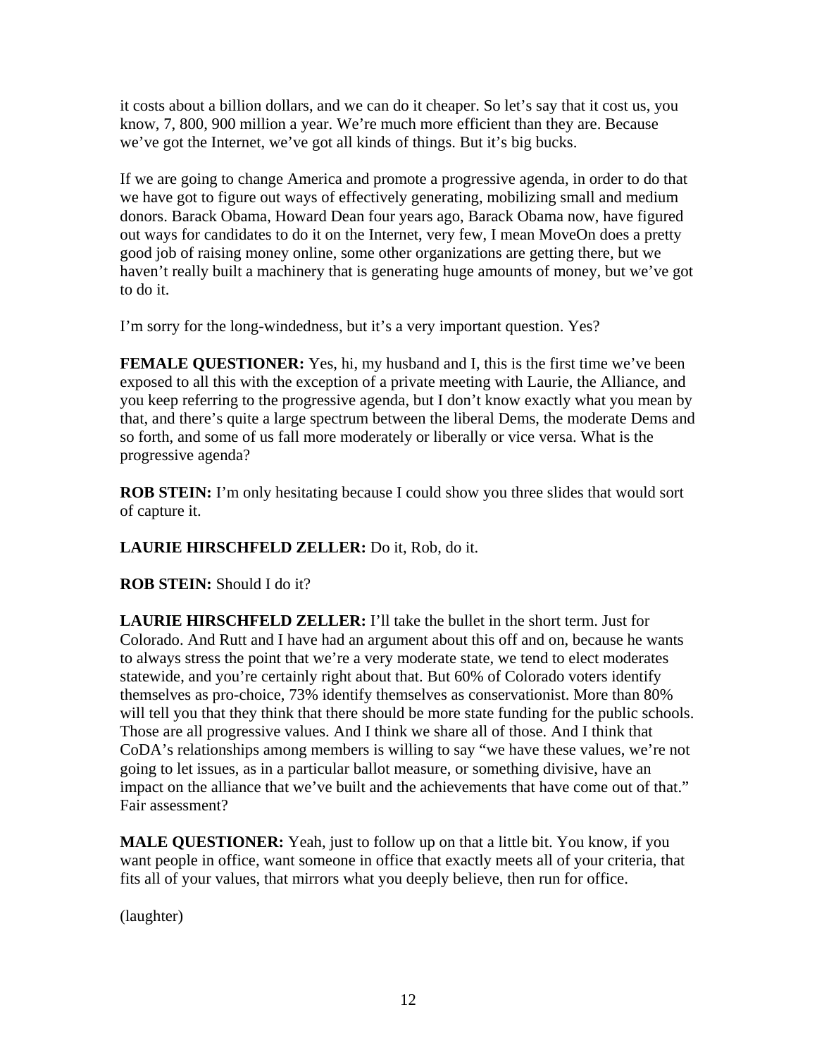it costs about a billion dollars, and we can do it cheaper. So let's say that it cost us, you know, 7, 800, 900 million a year. We're much more efficient than they are. Because we've got the Internet, we've got all kinds of things. But it's big bucks.

If we are going to change America and promote a progressive agenda, in order to do that we have got to figure out ways of effectively generating, mobilizing small and medium donors. Barack Obama, Howard Dean four years ago, Barack Obama now, have figured out ways for candidates to do it on the Internet, very few, I mean MoveOn does a pretty good job of raising money online, some other organizations are getting there, but we haven't really built a machinery that is generating huge amounts of money, but we've got to do it.

I'm sorry for the long-windedness, but it's a very important question. Yes?

**FEMALE QUESTIONER:** Yes, hi, my husband and I, this is the first time we've been exposed to all this with the exception of a private meeting with Laurie, the Alliance, and you keep referring to the progressive agenda, but I don't know exactly what you mean by that, and there's quite a large spectrum between the liberal Dems, the moderate Dems and so forth, and some of us fall more moderately or liberally or vice versa. What is the progressive agenda?

**ROB STEIN:** I'm only hesitating because I could show you three slides that would sort of capture it.

**LAURIE HIRSCHFELD ZELLER:** Do it, Rob, do it.

**ROB STEIN:** Should I do it?

**LAURIE HIRSCHFELD ZELLER:** I'll take the bullet in the short term. Just for Colorado. And Rutt and I have had an argument about this off and on, because he wants to always stress the point that we're a very moderate state, we tend to elect moderates statewide, and you're certainly right about that. But 60% of Colorado voters identify themselves as pro-choice, 73% identify themselves as conservationist. More than 80% will tell you that they think that there should be more state funding for the public schools. Those are all progressive values. And I think we share all of those. And I think that CoDA's relationships among members is willing to say "we have these values, we're not going to let issues, as in a particular ballot measure, or something divisive, have an impact on the alliance that we've built and the achievements that have come out of that." Fair assessment?

**MALE QUESTIONER:** Yeah, just to follow up on that a little bit. You know, if you want people in office, want someone in office that exactly meets all of your criteria, that fits all of your values, that mirrors what you deeply believe, then run for office.

(laughter)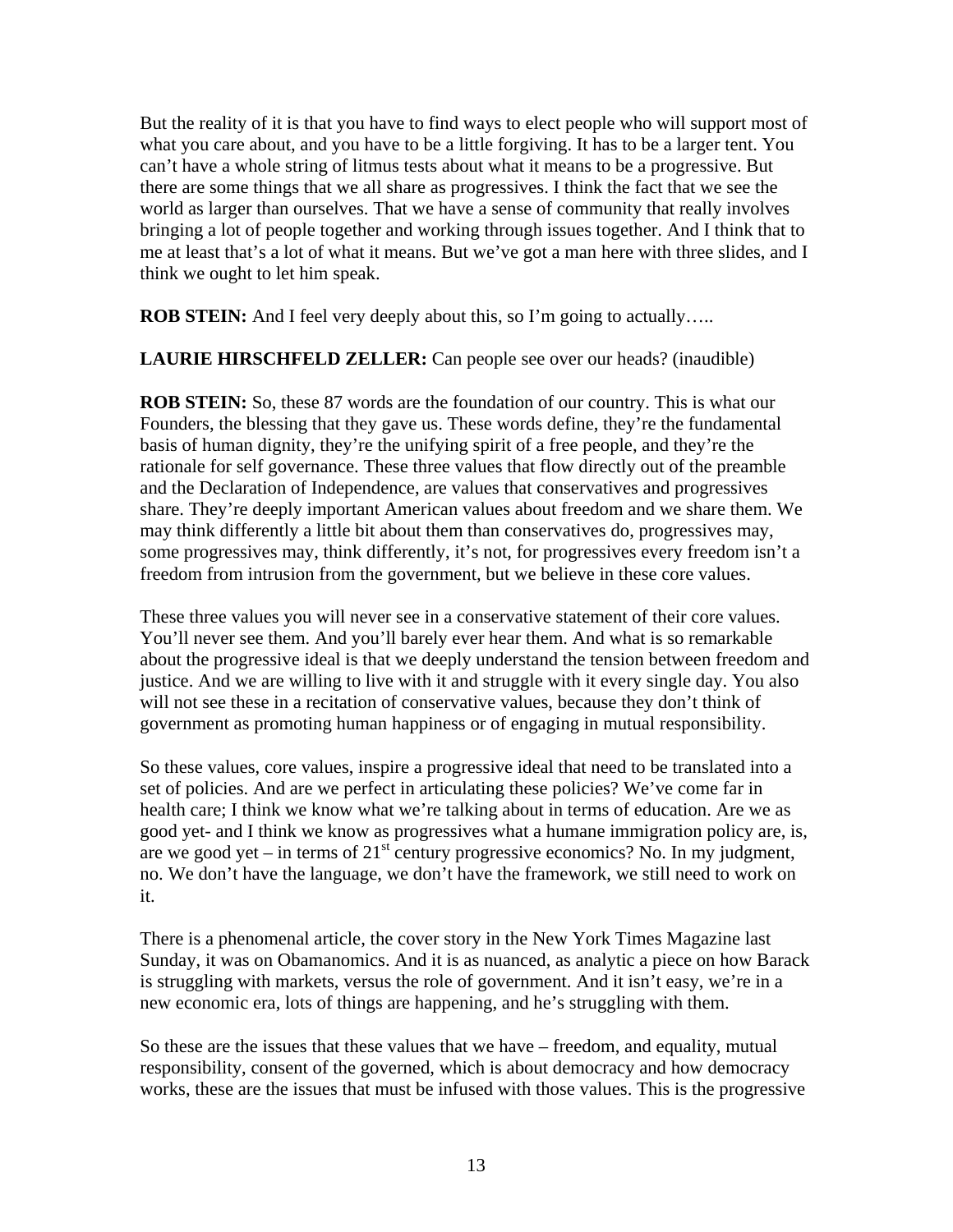But the reality of it is that you have to find ways to elect people who will support most of what you care about, and you have to be a little forgiving. It has to be a larger tent. You can't have a whole string of litmus tests about what it means to be a progressive. But there are some things that we all share as progressives. I think the fact that we see the world as larger than ourselves. That we have a sense of community that really involves bringing a lot of people together and working through issues together. And I think that to me at least that's a lot of what it means. But we've got a man here with three slides, and I think we ought to let him speak.

**ROB STEIN:** And I feel very deeply about this, so I'm going to actually…..

**LAURIE HIRSCHFELD ZELLER:** Can people see over our heads? (inaudible)

**ROB STEIN:** So, these 87 words are the foundation of our country. This is what our Founders, the blessing that they gave us. These words define, they're the fundamental basis of human dignity, they're the unifying spirit of a free people, and they're the rationale for self governance. These three values that flow directly out of the preamble and the Declaration of Independence, are values that conservatives and progressives share. They're deeply important American values about freedom and we share them. We may think differently a little bit about them than conservatives do, progressives may, some progressives may, think differently, it's not, for progressives every freedom isn't a freedom from intrusion from the government, but we believe in these core values.

These three values you will never see in a conservative statement of their core values. You'll never see them. And you'll barely ever hear them. And what is so remarkable about the progressive ideal is that we deeply understand the tension between freedom and justice. And we are willing to live with it and struggle with it every single day. You also will not see these in a recitation of conservative values, because they don't think of government as promoting human happiness or of engaging in mutual responsibility.

So these values, core values, inspire a progressive ideal that need to be translated into a set of policies. And are we perfect in articulating these policies? We've come far in health care; I think we know what we're talking about in terms of education. Are we as good yet- and I think we know as progressives what a humane immigration policy are, is, are we good yet – in terms of 21st century progressive economics? No. In my judgment, no. We don't have the language, we don't have the framework, we still need to work on it.

There is a phenomenal article, the cover story in the New York Times Magazine last Sunday, it was on Obamanomics. And it is as nuanced, as analytic a piece on how Barack is struggling with markets, versus the role of government. And it isn't easy, we're in a new economic era, lots of things are happening, and he's struggling with them.

So these are the issues that these values that we have – freedom, and equality, mutual responsibility, consent of the governed, which is about democracy and how democracy works, these are the issues that must be infused with those values. This is the progressive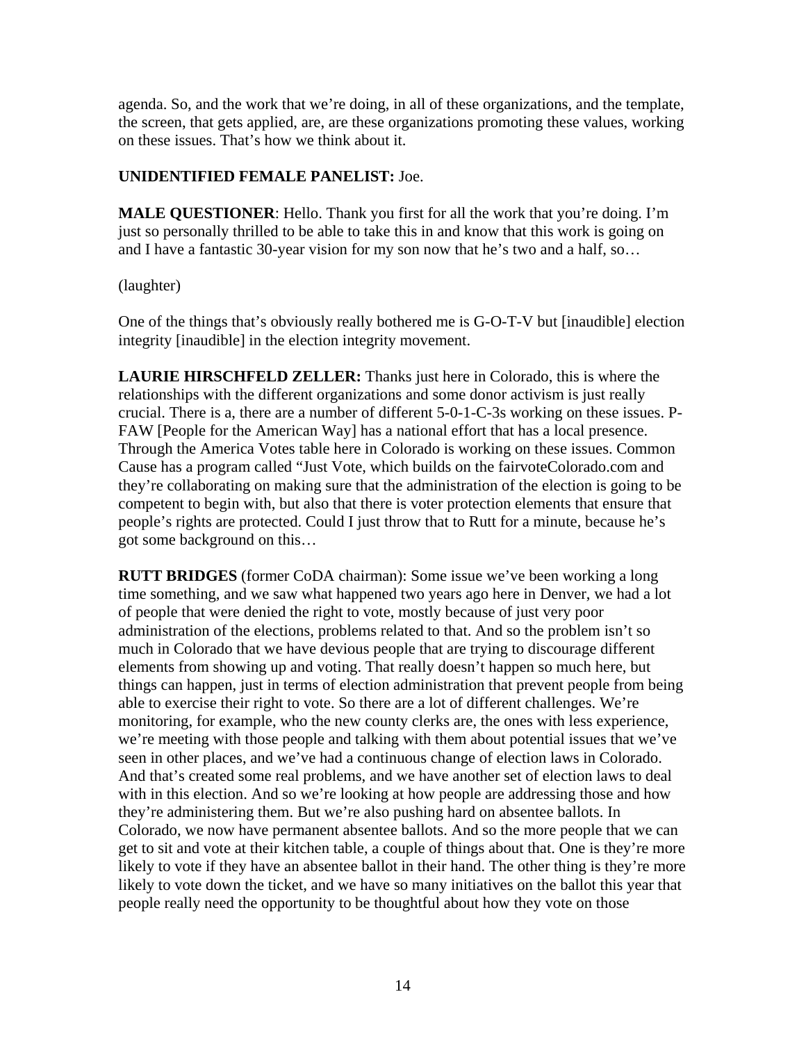agenda. So, and the work that we're doing, in all of these organizations, and the template, the screen, that gets applied, are, are these organizations promoting these values, working on these issues. That's how we think about it.

**UNIDENTIFIED FEMALE PANELIST:** Joe.

**MALE QUESTIONER**: Hello. Thank you first for all the work that you're doing. I'm just so personally thrilled to be able to take this in and know that this work is going on and I have a fantastic 30-year vision for my son now that he's two and a half, so…

(laughter)

One of the things that's obviously really bothered me is G-O-T-V but [inaudible] election integrity [inaudible] in the election integrity movement.

**LAURIE HIRSCHFELD ZELLER:** Thanks just here in Colorado, this is where the relationships with the different organizations and some donor activism is just really crucial. There is a, there are a number of different 5-0-1-C-3s working on these issues. P-FAW [People for the American Way] has a national effort that has a local presence. Through the America Votes table here in Colorado is working on these issues. Common Cause has a program called "Just Vote, which builds on the fairvoteColorado.com and they're collaborating on making sure that the administration of the election is going to be competent to begin with, but also that there is voter protection elements that ensure that people's rights are protected. Could I just throw that to Rutt for a minute, because he's got some background on this…

**RUTT BRIDGES** (former CoDA chairman): Some issue we've been working a long time something, and we saw what happened two years ago here in Denver, we had a lot of people that were denied the right to vote, mostly because of just very poor administration of the elections, problems related to that. And so the problem isn't so much in Colorado that we have devious people that are trying to discourage different elements from showing up and voting. That really doesn't happen so much here, but things can happen, just in terms of election administration that prevent people from being able to exercise their right to vote. So there are a lot of different challenges. We're monitoring, for example, who the new county clerks are, the ones with less experience, we're meeting with those people and talking with them about potential issues that we've seen in other places, and we've had a continuous change of election laws in Colorado. And that's created some real problems, and we have another set of election laws to deal with in this election. And so we're looking at how people are addressing those and how they're administering them. But we're also pushing hard on absentee ballots. In Colorado, we now have permanent absentee ballots. And so the more people that we can get to sit and vote at their kitchen table, a couple of things about that. One is they're more likely to vote if they have an absentee ballot in their hand. The other thing is they're more likely to vote down the ticket, and we have so many initiatives on the ballot this year that people really need the opportunity to be thoughtful about how they vote on those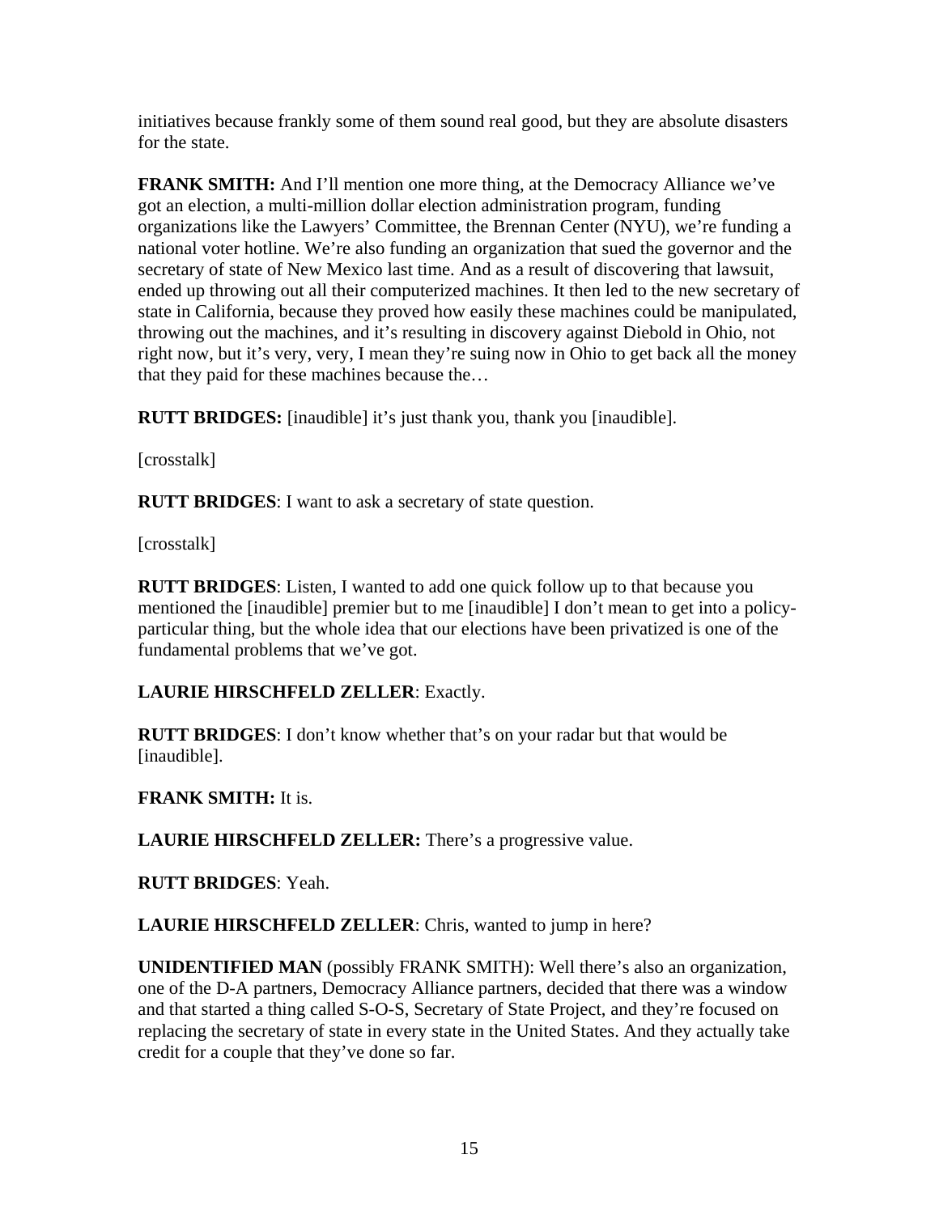initiatives because frankly some of them sound real good, but they are absolute disasters for the state.

**FRANK SMITH:** And I'll mention one more thing, at the Democracy Alliance we've got an election, a multi-million dollar election administration program, funding organizations like the Lawyers' Committee, the Brennan Center (NYU), we're funding a national voter hotline. We're also funding an organization that sued the governor and the secretary of state of New Mexico last time. And as a result of discovering that lawsuit, ended up throwing out all their computerized machines. It then led to the new secretary of state in California, because they proved how easily these machines could be manipulated, throwing out the machines, and it's resulting in discovery against Diebold in Ohio, not right now, but it's very, very, I mean they're suing now in Ohio to get back all the money that they paid for these machines because the…

**RUTT BRIDGES:** [inaudible] it's just thank you, thank you [inaudible].

[crosstalk]

**RUTT BRIDGES**: I want to ask a secretary of state question.

[crosstalk]

**RUTT BRIDGES**: Listen, I wanted to add one quick follow up to that because you mentioned the [inaudible] premier but to me [inaudible] I don't mean to get into a policy-particular thing, but the whole idea that our elections have been privatized is one of the fundamental problems that we've got.

**LAURIE HIRSCHFELD ZELLER**: Exactly.

**RUTT BRIDGES**: I don't know whether that's on your radar but that would be [inaudible].

**FRANK SMITH:** It is.

**LAURIE HIRSCHFELD ZELLER:** There's a progressive value.

**RUTT BRIDGES**: Yeah.

**LAURIE HIRSCHFELD ZELLER**: Chris, wanted to jump in here?

**UNIDENTIFIED MAN** (possibly FRANK SMITH): Well there's also an organization, one of the D-A partners, Democracy Alliance partners, decided that there was a window and that started a thing called S-O-S, Secretary of State Project, and they're focused on replacing the secretary of state in every state in the United States. And they actually take credit for a couple that they've done so far.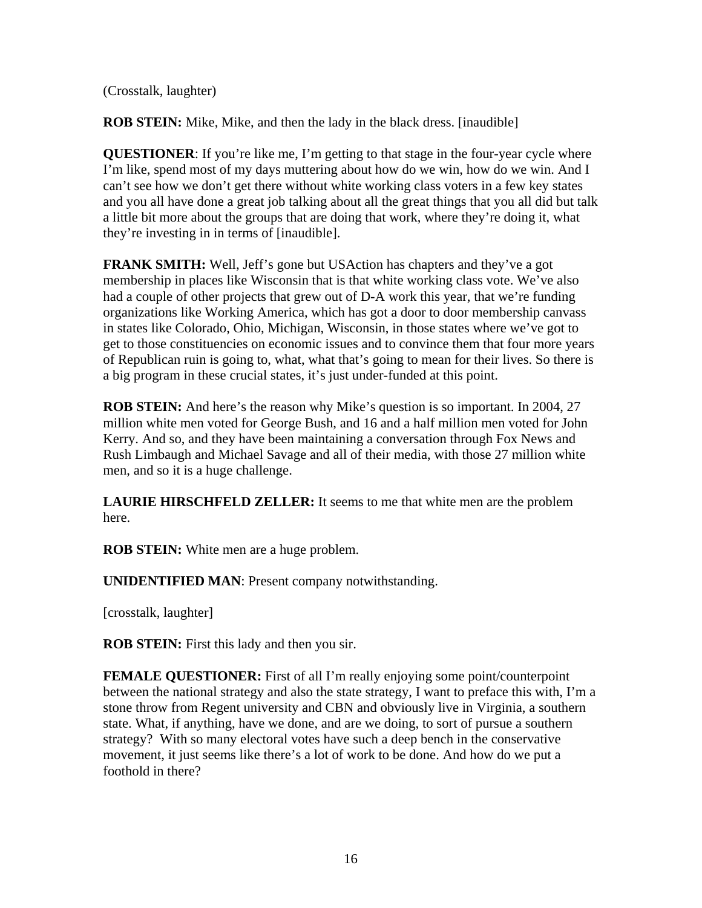(Crosstalk, laughter)

**ROB STEIN:** Mike, Mike, and then the lady in the black dress. [inaudible]

**QUESTIONER**: If you're like me, I'm getting to that stage in the four-year cycle where I'm like, spend most of my days muttering about how do we win, how do we win. And I can't see how we don't get there without white working class voters in a few key states and you all have done a great job talking about all the great things that you all did but talk a little bit more about the groups that are doing that work, where they're doing it, what they're investing in in terms of [inaudible].

**FRANK SMITH:** Well, Jeff's gone but USAction has chapters and they've a got membership in places like Wisconsin that is that white working class vote. We've also had a couple of other projects that grew out of D-A work this year, that we're funding organizations like Working America, which has got a door to door membership canvass in states like Colorado, Ohio, Michigan, Wisconsin, in those states where we've got to get to those constituencies on economic issues and to convince them that four more years of Republican ruin is going to, what, what that's going to mean for their lives. So there is a big program in these crucial states, it's just under-funded at this point.

**ROB STEIN:** And here's the reason why Mike's question is so important. In 2004, 27 million white men voted for George Bush, and 16 and a half million men voted for John Kerry. And so, and they have been maintaining a conversation through Fox News and Rush Limbaugh and Michael Savage and all of their media, with those 27 million white men, and so it is a huge challenge.

**LAURIE HIRSCHFELD ZELLER:** It seems to me that white men are the problem here.

**ROB STEIN:** White men are a huge problem.

**UNIDENTIFIED MAN**: Present company notwithstanding.

[crosstalk, laughter]

**ROB STEIN:** First this lady and then you sir.

**FEMALE QUESTIONER:** First of all I'm really enjoying some point/counterpoint between the national strategy and also the state strategy, I want to preface this with, I'm a stone throw from Regent university and CBN and obviously live in Virginia, a southern state. What, if anything, have we done, and are we doing, to sort of pursue a southern strategy? With so many electoral votes have such a deep bench in the conservative movement, it just seems like there's a lot of work to be done. And how do we put a foothold in there?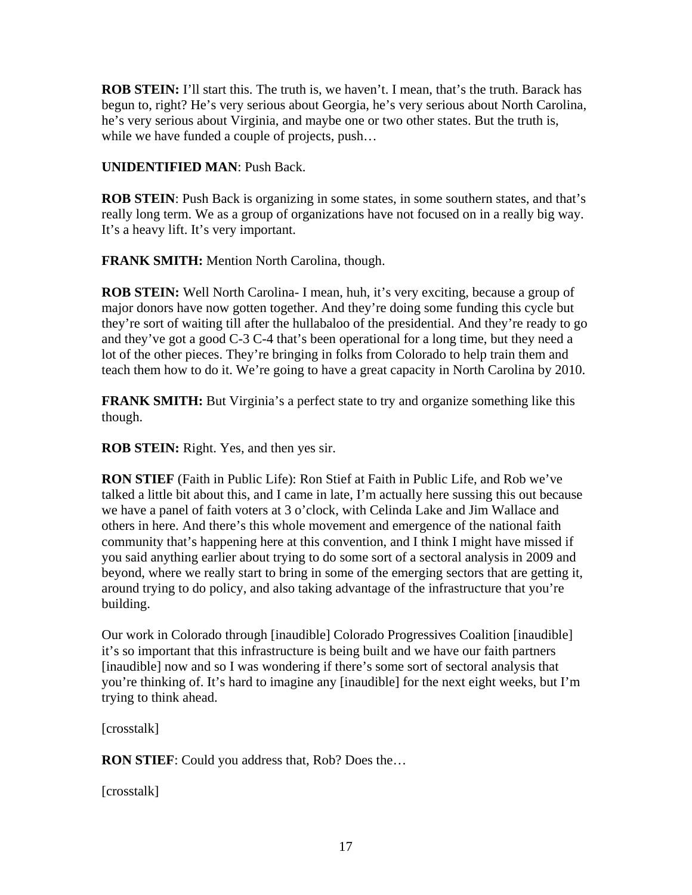**ROB STEIN:** I'll start this. The truth is, we haven't. I mean, that's the truth. Barack has begun to, right? He's very serious about Georgia, he's very serious about North Carolina, he's very serious about Virginia, and maybe one or two other states. But the truth is, while we have funded a couple of projects, push…

**UNIDENTIFIED MAN**: Push Back.

**ROB STEIN**: Push Back is organizing in some states, in some southern states, and that's really long term. We as a group of organizations have not focused on in a really big way. It's a heavy lift. It's very important.

**FRANK SMITH:** Mention North Carolina, though.

**ROB STEIN:** Well North Carolina- I mean, huh, it's very exciting, because a group of major donors have now gotten together. And they're doing some funding this cycle but they're sort of waiting till after the hullabaloo of the presidential. And they're ready to go and they've got a good C-3 C-4 that's been operational for a long time, but they need a lot of the other pieces. They're bringing in folks from Colorado to help train them and teach them how to do it. We're going to have a great capacity in North Carolina by 2010.

**FRANK SMITH:** But Virginia's a perfect state to try and organize something like this though.

**ROB STEIN:** Right. Yes, and then yes sir.

**RON STIEF** (Faith in Public Life): Ron Stief at Faith in Public Life, and Rob we've talked a little bit about this, and I came in late, I'm actually here sussing this out because we have a panel of faith voters at 3 o'clock, with Celinda Lake and Jim Wallace and others in here. And there's this whole movement and emergence of the national faith community that's happening here at this convention, and I think I might have missed if you said anything earlier about trying to do some sort of a sectoral analysis in 2009 and beyond, where we really start to bring in some of the emerging sectors that are getting it, around trying to do policy, and also taking advantage of the infrastructure that you're building.

Our work in Colorado through [inaudible] Colorado Progressives Coalition [inaudible] it's so important that this infrastructure is being built and we have our faith partners [inaudible] now and so I was wondering if there's some sort of sectoral analysis that you're thinking of. It's hard to imagine any [inaudible] for the next eight weeks, but I'm trying to think ahead.

[crosstalk]

**RON STIEF**: Could you address that, Rob? Does the…

[crosstalk]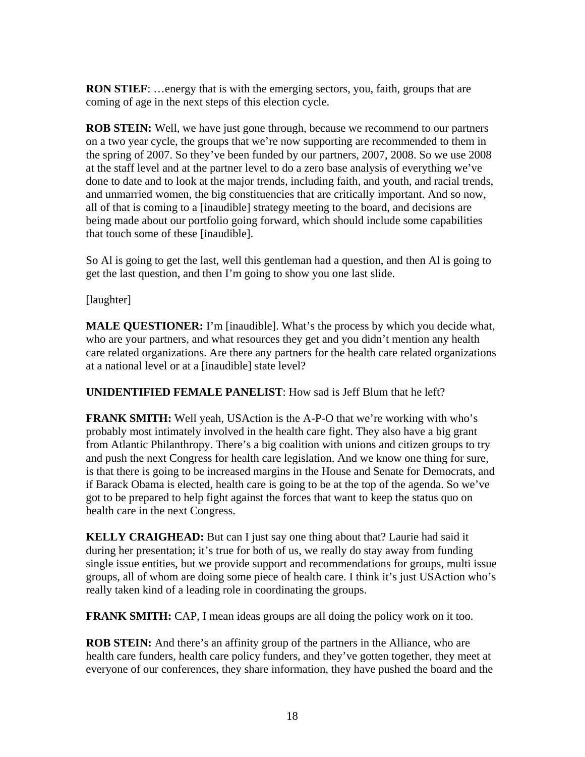**RON STIEF**: …energy that is with the emerging sectors, you, faith, groups that are coming of age in the next steps of this election cycle.

**ROB STEIN:** Well, we have just gone through, because we recommend to our partners on a two year cycle, the groups that we're now supporting are recommended to them in the spring of 2007. So they've been funded by our partners, 2007, 2008. So we use 2008 at the staff level and at the partner level to do a zero base analysis of everything we've done to date and to look at the major trends, including faith, and youth, and racial trends, and unmarried women, the big constituencies that are critically important. And so now, all of that is coming to a [inaudible] strategy meeting to the board, and decisions are being made about our portfolio going forward, which should include some capabilities that touch some of these [inaudible].

So Al is going to get the last, well this gentleman had a question, and then Al is going to get the last question, and then I'm going to show you one last slide.

[laughter]

**MALE QUESTIONER:** I'm [inaudible]. What's the process by which you decide what, who are your partners, and what resources they get and you didn't mention any health care related organizations. Are there any partners for the health care related organizations at a national level or at a [inaudible] state level?

**UNIDENTIFIED FEMALE PANELIST**: How sad is Jeff Blum that he left?

**FRANK SMITH:** Well yeah, USAction is the A-P-O that we're working with who's probably most intimately involved in the health care fight. They also have a big grant from Atlantic Philanthropy. There's a big coalition with unions and citizen groups to try and push the next Congress for health care legislation. And we know one thing for sure, is that there is going to be increased margins in the House and Senate for Democrats, and if Barack Obama is elected, health care is going to be at the top of the agenda. So we've got to be prepared to help fight against the forces that want to keep the status quo on health care in the next Congress.

**KELLY CRAIGHEAD:** But can I just say one thing about that? Laurie had said it during her presentation; it's true for both of us, we really do stay away from funding single issue entities, but we provide support and recommendations for groups, multi issue groups, all of whom are doing some piece of health care. I think it's just USAction who's really taken kind of a leading role in coordinating the groups.

**FRANK SMITH:** CAP, I mean ideas groups are all doing the policy work on it too.

**ROB STEIN:** And there's an affinity group of the partners in the Alliance, who are health care funders, health care policy funders, and they've gotten together, they meet at everyone of our conferences, they share information, they have pushed the board and the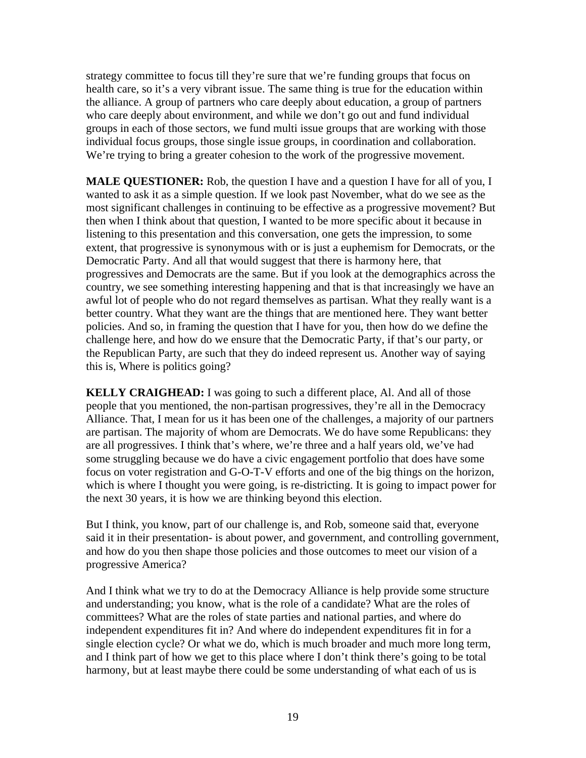strategy committee to focus till they're sure that we're funding groups that focus on health care, so it's a very vibrant issue. The same thing is true for the education within the alliance. A group of partners who care deeply about education, a group of partners who care deeply about environment, and while we don't go out and fund individual groups in each of those sectors, we fund multi issue groups that are working with those individual focus groups, those single issue groups, in coordination and collaboration. We're trying to bring a greater cohesion to the work of the progressive movement.

**MALE QUESTIONER:** Rob, the question I have and a question I have for all of you, I wanted to ask it as a simple question. If we look past November, what do we see as the most significant challenges in continuing to be effective as a progressive movement? But then when I think about that question, I wanted to be more specific about it because in listening to this presentation and this conversation, one gets the impression, to some extent, that progressive is synonymous with or is just a euphemism for Democrats, or the Democratic Party. And all that would suggest that there is harmony here, that progressives and Democrats are the same. But if you look at the demographics across the country, we see something interesting happening and that is that increasingly we have an awful lot of people who do not regard themselves as partisan. What they really want is a better country. What they want are the things that are mentioned here. They want better policies. And so, in framing the question that I have for you, then how do we define the challenge here, and how do we ensure that the Democratic Party, if that's our party, or the Republican Party, are such that they do indeed represent us. Another way of saying this is, Where is politics going?

**KELLY CRAIGHEAD:** I was going to such a different place, Al. And all of those people that you mentioned, the non-partisan progressives, they're all in the Democracy Alliance. That, I mean for us it has been one of the challenges, a majority of our partners are partisan. The majority of whom are Democrats. We do have some Republicans: they are all progressives. I think that's where, we're three and a half years old, we've had some struggling because we do have a civic engagement portfolio that does have some focus on voter registration and G-O-T-V efforts and one of the big things on the horizon, which is where I thought you were going, is re-districting. It is going to impact power for the next 30 years, it is how we are thinking beyond this election.

But I think, you know, part of our challenge is, and Rob, someone said that, everyone said it in their presentation- is about power, and government, and controlling government, and how do you then shape those policies and those outcomes to meet our vision of a progressive America?

And I think what we try to do at the Democracy Alliance is help provide some structure and understanding; you know, what is the role of a candidate? What are the roles of committees? What are the roles of state parties and national parties, and where do independent expenditures fit in? And where do independent expenditures fit in for a single election cycle? Or what we do, which is much broader and much more long term, and I think part of how we get to this place where I don't think there's going to be total harmony, but at least maybe there could be some understanding of what each of us is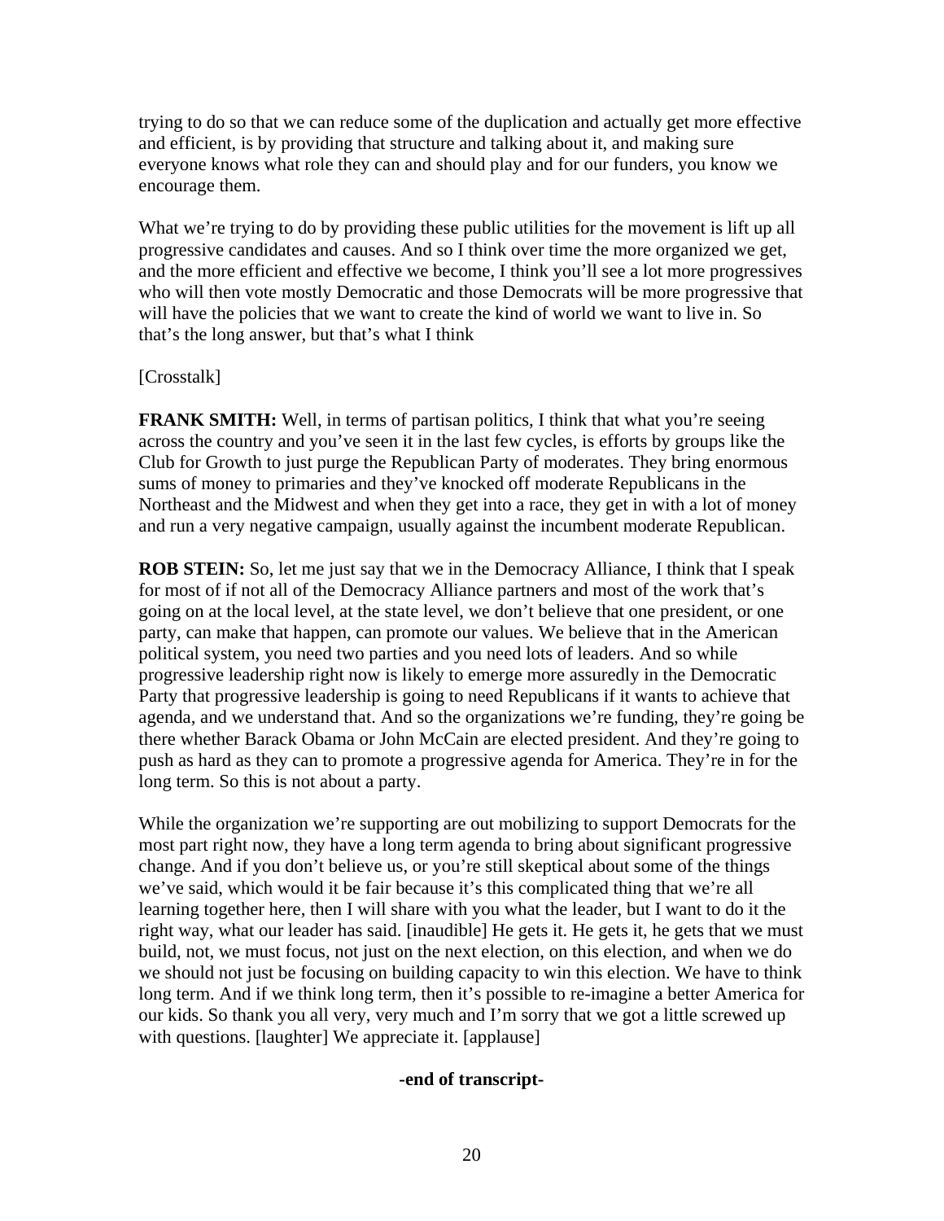trying to do so that we can reduce some of the duplication and actually get more effective and efficient, is by providing that structure and talking about it, and making sure everyone knows what role they can and should play and for our funders, you know we encourage them.

What we're trying to do by providing these public utilities for the movement is lift up all progressive candidates and causes. And so I think over time the more organized we get, and the more efficient and effective we become, I think you'll see a lot more progressives who will then vote mostly Democratic and those Democrats will be more progressive that will have the policies that we want to create the kind of world we want to live in. So that's the long answer, but that's what I think

[Crosstalk]

**FRANK SMITH:** Well, in terms of partisan politics, I think that what you're seeing across the country and you've seen it in the last few cycles, is efforts by groups like the Club for Growth to just purge the Republican Party of moderates. They bring enormous sums of money to primaries and they've knocked off moderate Republicans in the Northeast and the Midwest and when they get into a race, they get in with a lot of money and run a very negative campaign, usually against the incumbent moderate Republican.

**ROB STEIN:** So, let me just say that we in the Democracy Alliance, I think that I speak for most of if not all of the Democracy Alliance partners and most of the work that's going on at the local level, at the state level, we don't believe that one president, or one party, can make that happen, can promote our values. We believe that in the American political system, you need two parties and you need lots of leaders. And so while progressive leadership right now is likely to emerge more assuredly in the Democratic Party that progressive leadership is going to need Republicans if it wants to achieve that agenda, and we understand that. And so the organizations we're funding, they're going be there whether Barack Obama or John McCain are elected president. And they're going to push as hard as they can to promote a progressive agenda for America. They're in for the long term. So this is not about a party.

While the organization we're supporting are out mobilizing to support Democrats for the most part right now, they have a long term agenda to bring about significant progressive change. And if you don't believe us, or you're still skeptical about some of the things we've said, which would it be fair because it's this complicated thing that we're all learning together here, then I will share with you what the leader, but I want to do it the right way, what our leader has said. [inaudible] He gets it. He gets it, he gets that we must build, not, we must focus, not just on the next election, on this election, and when we do we should not just be focusing on building capacity to win this election. We have to think long term. And if we think long term, then it's possible to re-imagine a better America for our kids. So thank you all very, very much and I'm sorry that we got a little screwed up with questions. [laughter] We appreciate it. [applause]

**-end of transcript-**